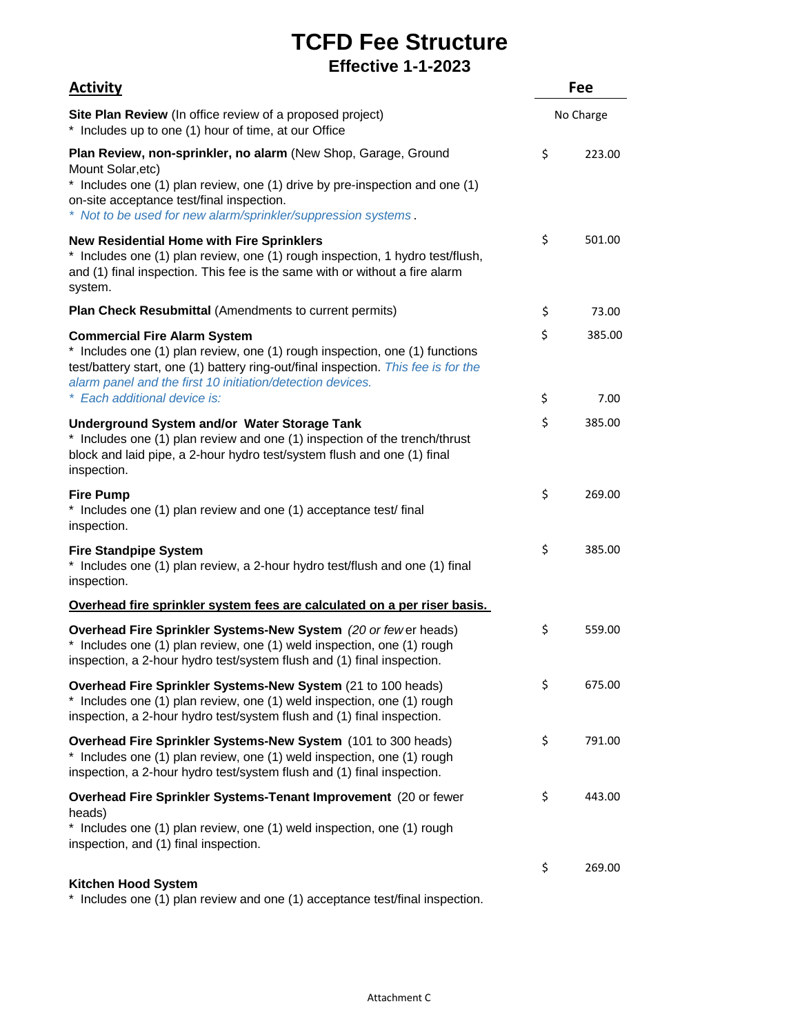# TCFD Fee Structure

## Effective 1-1-2023

| Activity | Fee |
|---|---|
| **Site Plan Review** (In office review of a proposed project)<br>* Includes up to one (1) hour of time, at our Office | No Charge |
| **Plan Review, non-sprinkler, no alarm** (New Shop, Garage, Ground Mount Solar,etc)<br>* Includes one (1) plan review, one (1) drive by pre-inspection and one (1) on-site acceptance test/final inspection.<br>*\* Not to be used for new alarm/sprinkler/suppression systems .* | $ 223.00 |
| **New Residential Home with Fire Sprinklers**<br>* Includes one (1) plan review, one (1) rough inspection, 1 hydro test/flush, and (1) final inspection. This fee is the same with or without a fire alarm system. | $ 501.00 |
| **Plan Check Resubmittal** (Amendments to current permits) | $ 73.00 |
| **Commercial Fire Alarm System**<br>* Includes one (1) plan review, one (1) rough inspection, one (1) functions test/battery start, one (1) battery ring-out/final inspection. *This fee is for the alarm panel and the first 10 initiation/detection devices.* | $ 385.00 |
| *\* Each additional device is:* | $ 7.00 |
| **Underground System and/or Water Storage Tank**<br>* Includes one (1) plan review and one (1) inspection of the trench/thrust block and laid pipe, a 2-hour hydro test/system flush and one (1) final inspection. | $ 385.00 |
| **Fire Pump**<br>* Includes one (1) plan review and one (1) acceptance test/ final inspection. | $ 269.00 |
| **Fire Standpipe System**<br>* Includes one (1) plan review, a 2-hour hydro test/flush and one (1) final inspection. | $ 385.00 |
| **<u>Overhead fire sprinkler system fees are calculated on a per riser basis.</u>** | |
| **Overhead Fire Sprinkler Systems-New System** *(20 or fewer heads)*<br>* Includes one (1) plan review, one (1) weld inspection, one (1) rough inspection, a 2-hour hydro test/system flush and (1) final inspection. | $ 559.00 |
| **Overhead Fire Sprinkler Systems-New System** (21 to 100 heads)<br>* Includes one (1) plan review, one (1) weld inspection, one (1) rough inspection, a 2-hour hydro test/system flush and (1) final inspection. | $ 675.00 |
| **Overhead Fire Sprinkler Systems-New System** (101 to 300 heads)<br>* Includes one (1) plan review, one (1) weld inspection, one (1) rough inspection, a 2-hour hydro test/system flush and (1) final inspection. | $ 791.00 |
| **Overhead Fire Sprinkler Systems-Tenant Improvement** (20 or fewer heads)<br>* Includes one (1) plan review, one (1) weld inspection, one (1) rough inspection, and (1) final inspection. | $ 443.00 |
| **Kitchen Hood System**<br>* Includes one (1) plan review and one (1) acceptance test/final inspection. | $ 269.00 |

Attachment C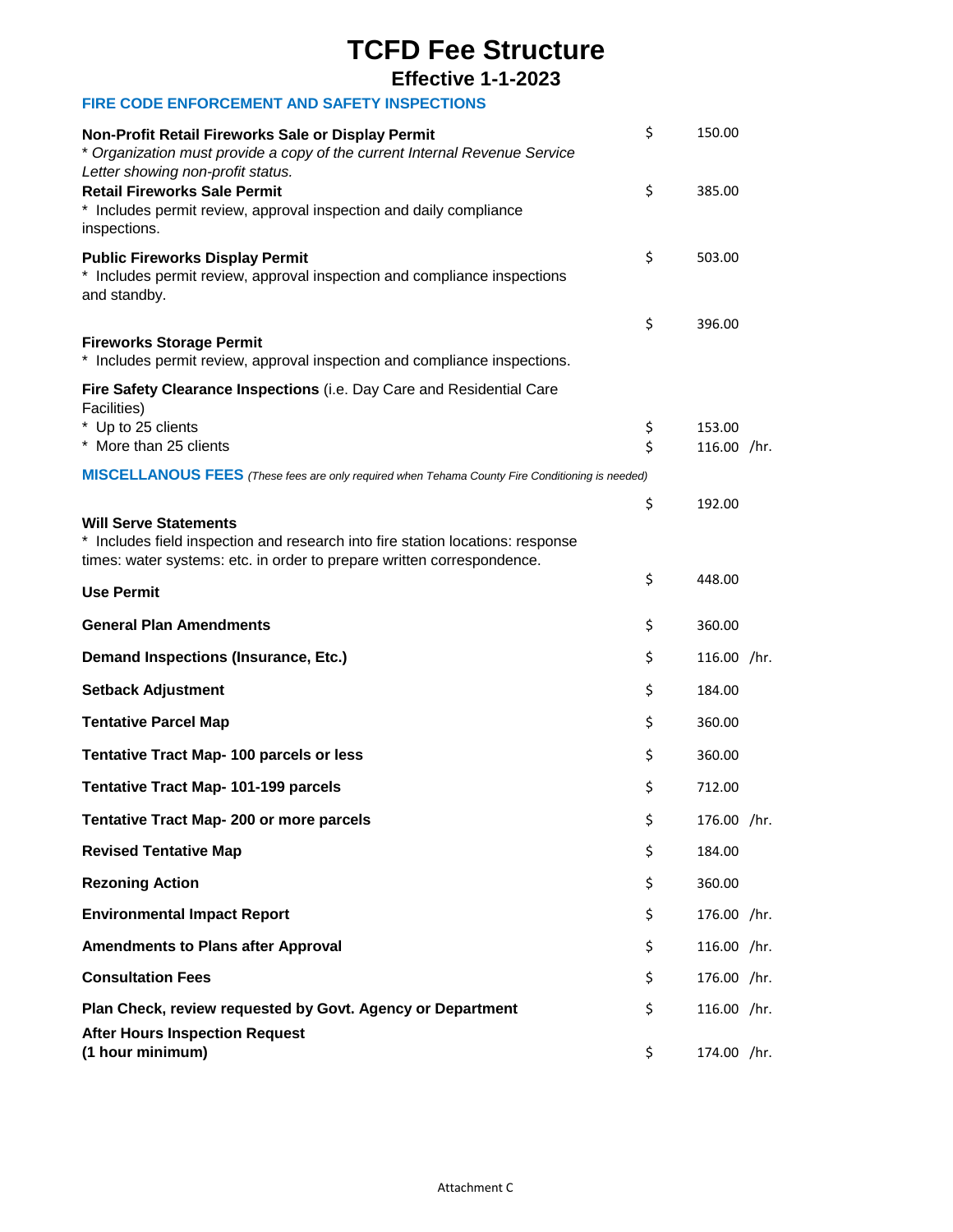# TCFD Fee Structure

## Effective 1-1-2023

### FIRE CODE ENFORCEMENT AND SAFETY INSPECTIONS

| | | |
|---|---|---|
| **Non-Profit Retail Fireworks Sale or Display Permit**<br>*\* Organization must provide a copy of the current Internal Revenue Service Letter showing non-profit status.* | $ | 150.00 |
| **Retail Fireworks Sale Permit**<br>\* Includes permit review, approval inspection and daily compliance inspections. | $ | 385.00 |
| **Public Fireworks Display Permit**<br>\* Includes permit review, approval inspection and compliance inspections and standby. | $ | 503.00 |
| **Fireworks Storage Permit**<br>\* Includes permit review, approval inspection and compliance inspections. | $ | 396.00 |
| **Fire Safety Clearance Inspections** (i.e. Day Care and Residential Care Facilities) | | |
| \* Up to 25 clients | $ | 153.00 |
| \* More than 25 clients | $ | 116.00 /hr. |

### MISCELLANOUS FEES *(These fees are only required when Tehama County Fire Conditioning is needed)*

| | | |
|---|---|---|
| **Will Serve Statements**<br>\* Includes field inspection and research into fire station locations: response times: water systems: etc. in order to prepare written correspondence. | $ | 192.00 |
| **Use Permit** | $ | 448.00 |
| **General Plan Amendments** | $ | 360.00 |
| **Demand Inspections (Insurance, Etc.)** | $ | 116.00 /hr. |
| **Setback Adjustment** | $ | 184.00 |
| **Tentative Parcel Map** | $ | 360.00 |
| **Tentative Tract Map- 100 parcels or less** | $ | 360.00 |
| **Tentative Tract Map- 101-199 parcels** | $ | 712.00 |
| **Tentative Tract Map- 200 or more parcels** | $ | 176.00 /hr. |
| **Revised Tentative Map** | $ | 184.00 |
| **Rezoning Action** | $ | 360.00 |
| **Environmental Impact Report** | $ | 176.00 /hr. |
| **Amendments to Plans after Approval** | $ | 116.00 /hr. |
| **Consultation Fees** | $ | 176.00 /hr. |
| **Plan Check, review requested by Govt. Agency or Department** | $ | 116.00 /hr. |
| **After Hours Inspection Request (1 hour minimum)** | $ | 174.00 /hr. |

Attachment C